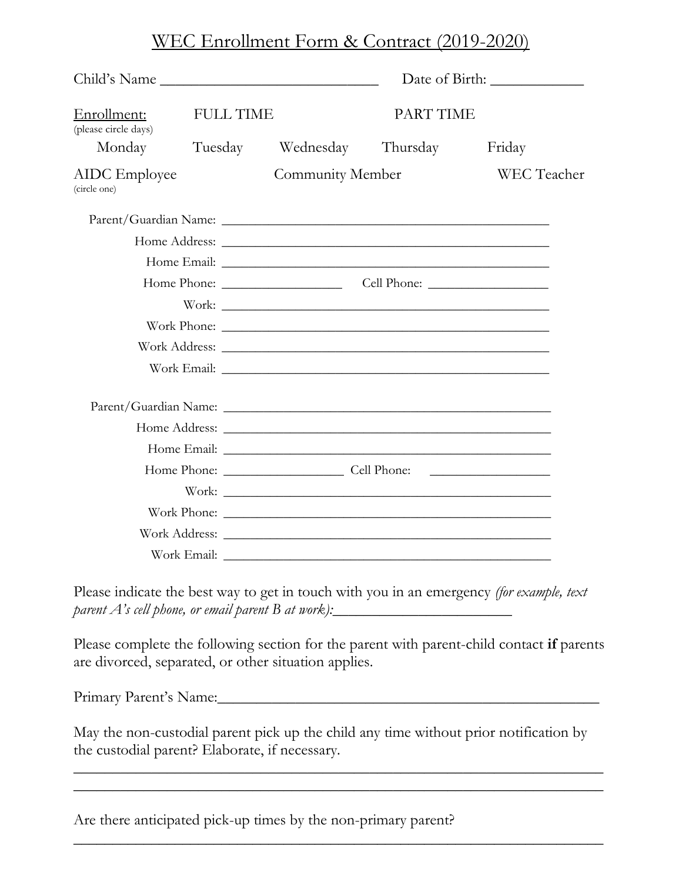# WEC Enrollment Form & Contract (2019-2020)

Child's Name _____________________________ Date of Birth: ____________

Enrollment: (please circle days) FULL TIME PART TIME

Monday Tuesday Wednesday Thursday Friday

AIDC Employee (circle one) Community Member WEC Teacher

Parent/Guardian Name: _______________________________________________

Home Address: _______________________________________________

Home Email: _______________________________________________

Home Phone: _________________ Cell Phone: _________________

Work: _______________________________________________

Work Phone: _______________________________________________

Work Address: _______________________________________________

Work Email: _______________________________________________

Parent/Guardian Name: _______________________________________________

Home Address: _______________________________________________

Home Email: _______________________________________________

Home Phone: _________________ Cell Phone: _________________

Work: _______________________________________________

Work Phone: _______________________________________________

Work Address: _______________________________________________

Work Email: _______________________________________________

Please indicate the best way to get in touch with you in an emergency *(for example, text parent A's cell phone, or email parent B at work):*________________________

Please complete the following section for the parent with parent-child contact **if** parents are divorced, separated, or other situation applies.

Primary Parent's Name:_____________________________________________________

May the non-custodial parent pick up the child any time without prior notification by the custodial parent? Elaborate, if necessary.

_________________________________________________________________________

_________________________________________________________________________

Are there anticipated pick-up times by the non-primary parent?

_________________________________________________________________________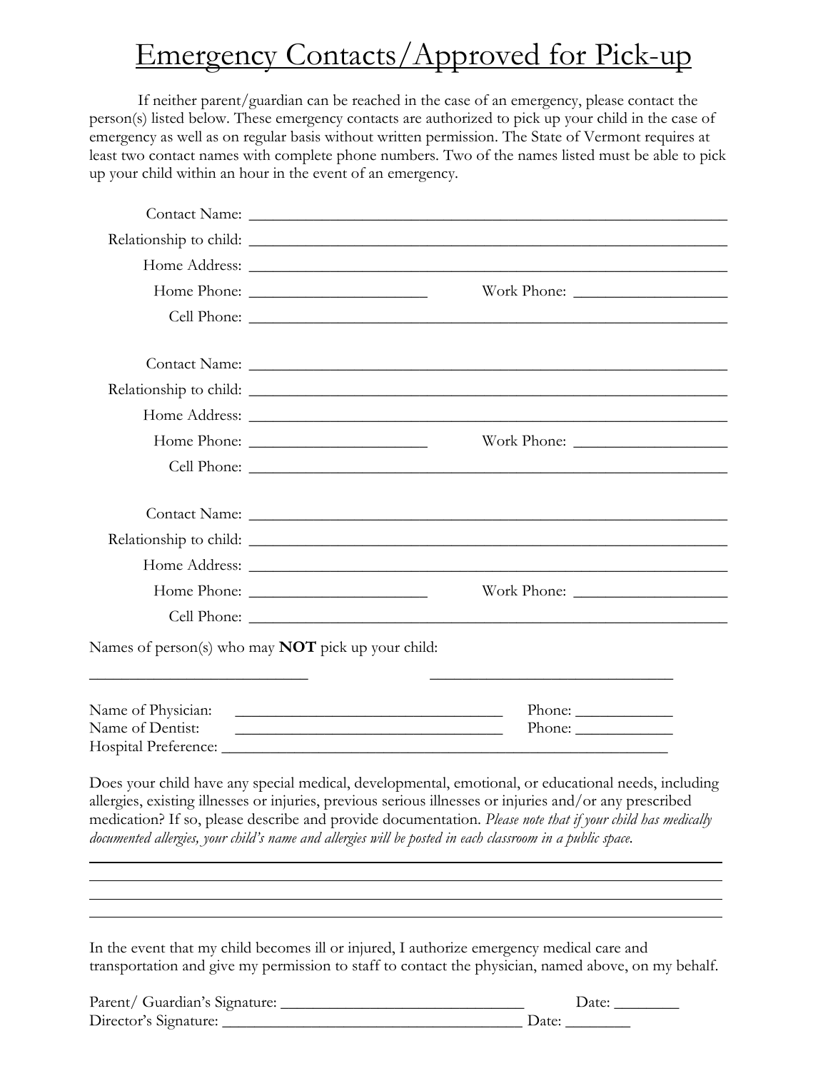# Emergency Contacts/Approved for Pick-up

If neither parent/guardian can be reached in the case of an emergency, please contact the person(s) listed below. These emergency contacts are authorized to pick up your child in the case of emergency as well as on regular basis without written permission. The State of Vermont requires at least two contact names with complete phone numbers. Two of the names listed must be able to pick up your child within an hour in the event of an emergency.

Contact Name: ______________________________________________

Relationship to child: ______________________________________________

Home Address: ______________________________________________

Home Phone: ____________________ Work Phone: ____________________

Cell Phone: ______________________________________________

Contact Name: ______________________________________________

Relationship to child: ______________________________________________

Home Address: ______________________________________________

Home Phone: ____________________ Work Phone: ____________________

Cell Phone: ______________________________________________

Contact Name: ______________________________________________

Relationship to child: ______________________________________________

Home Address: ______________________________________________

Home Phone: ____________________ Work Phone: ____________________

Cell Phone: ______________________________________________

Names of person(s) who may **NOT** pick up your child:

________________________ ________________________

Name of Physician: ______________________________ Phone: ____________

Name of Dentist: ______________________________ Phone: ____________

Hospital Preference: ______________________________________________

Does your child have any special medical, developmental, emotional, or educational needs, including allergies, existing illnesses or injuries, previous serious illnesses or injuries and/or any prescribed medication? If so, please describe and provide documentation. *Please note that if your child has medically documented allergies, your child's name and allergies will be posted in each classroom in a public space.*

______________________________________________________________________

______________________________________________________________________

______________________________________________________________________

______________________________________________________________________

In the event that my child becomes ill or injured, I authorize emergency medical care and transportation and give my permission to staff to contact the physician, named above, on my behalf.

Parent/ Guardian's Signature: ______________________________ Date: ________

Director's Signature: ______________________________ Date: ________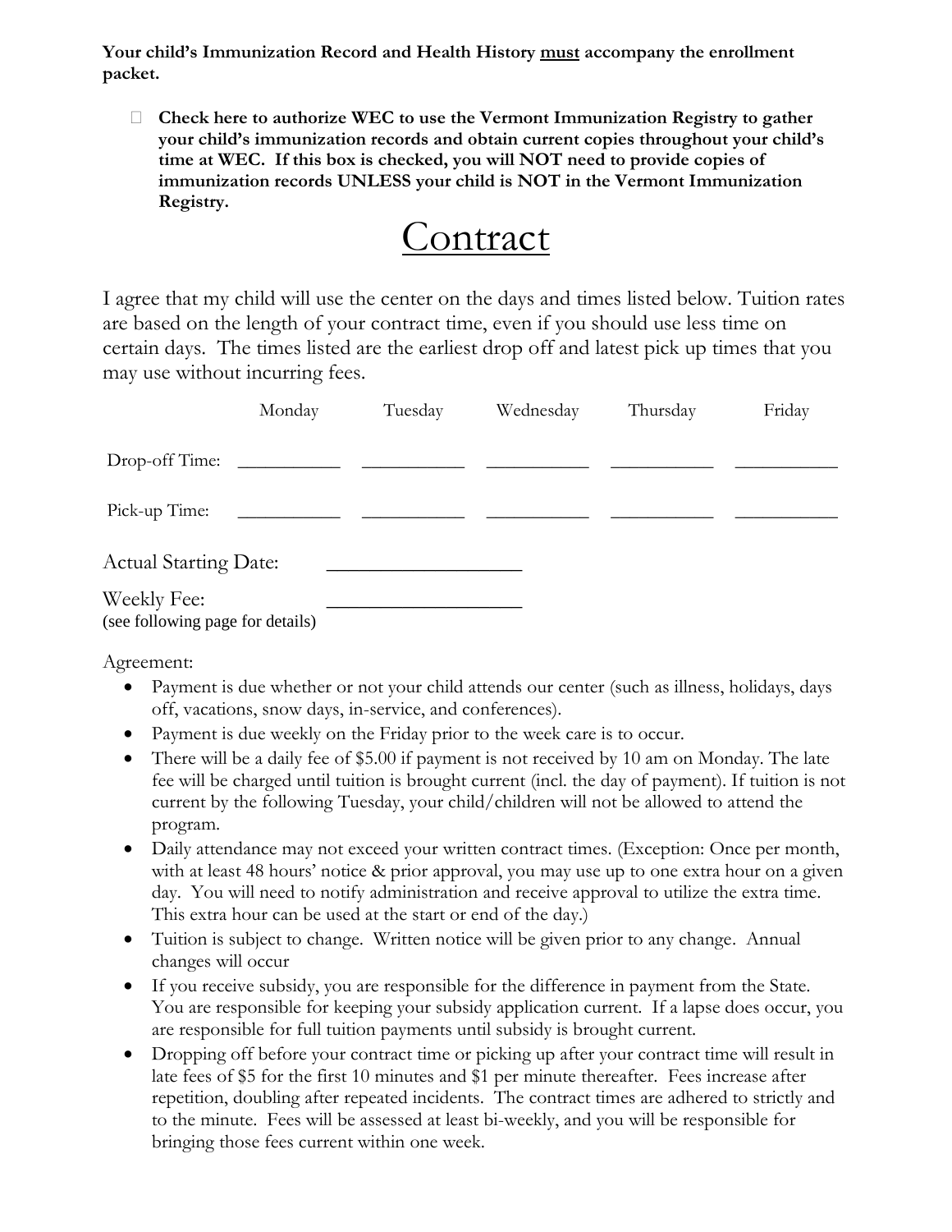**Your child's Immunization Record and Health History must accompany the enrollment packet.**

- ☐ **Check here to authorize WEC to use the Vermont Immunization Registry to gather your child's immunization records and obtain current copies throughout your child's time at WEC. If this box is checked, you will NOT need to provide copies of immunization records UNLESS your child is NOT in the Vermont Immunization Registry.**

# Contract

I agree that my child will use the center on the days and times listed below. Tuition rates are based on the length of your contract time, even if you should use less time on certain days. The times listed are the earliest drop off and latest pick up times that you may use without incurring fees.

| | Monday | Tuesday | Wednesday | Thursday | Friday |
|---|---|---|---|---|---|
| Drop-off Time: | __________ | __________ | __________ | __________ | __________ |
| Pick-up Time: | __________ | __________ | __________ | __________ | __________ |

Actual Starting Date: ________________

Weekly Fee: ________________
(see following page for details)

Agreement:

- Payment is due whether or not your child attends our center (such as illness, holidays, days off, vacations, snow days, in-service, and conferences).
- Payment is due weekly on the Friday prior to the week care is to occur.
- There will be a daily fee of $5.00 if payment is not received by 10 am on Monday. The late fee will be charged until tuition is brought current (incl. the day of payment). If tuition is not current by the following Tuesday, your child/children will not be allowed to attend the program.
- Daily attendance may not exceed your written contract times. (Exception: Once per month, with at least 48 hours' notice & prior approval, you may use up to one extra hour on a given day. You will need to notify administration and receive approval to utilize the extra time. This extra hour can be used at the start or end of the day.)
- Tuition is subject to change. Written notice will be given prior to any change. Annual changes will occur
- If you receive subsidy, you are responsible for the difference in payment from the State. You are responsible for keeping your subsidy application current. If a lapse does occur, you are responsible for full tuition payments until subsidy is brought current.
- Dropping off before your contract time or picking up after your contract time will result in late fees of $5 for the first 10 minutes and $1 per minute thereafter. Fees increase after repetition, doubling after repeated incidents. The contract times are adhered to strictly and to the minute. Fees will be assessed at least bi-weekly, and you will be responsible for bringing those fees current within one week.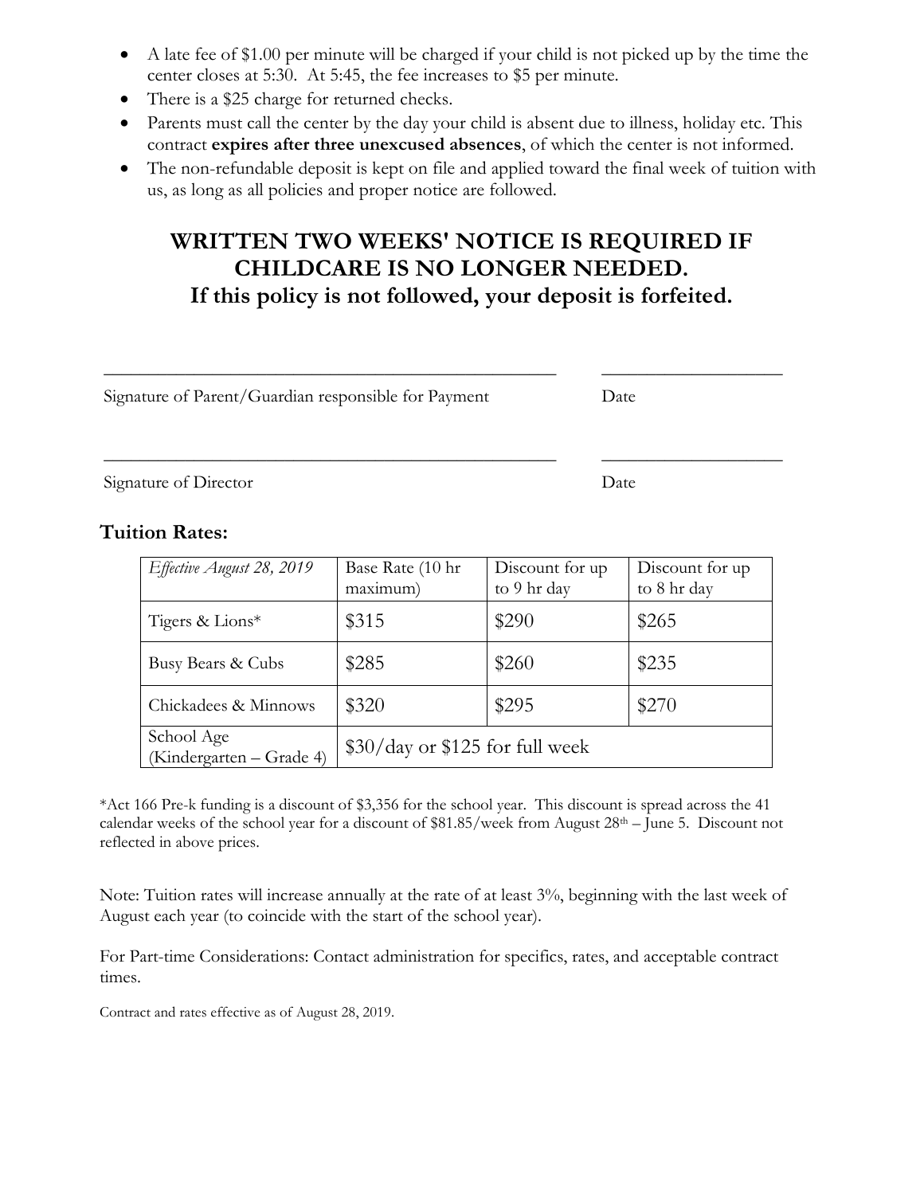- A late fee of $1.00 per minute will be charged if your child is not picked up by the time the center closes at 5:30. At 5:45, the fee increases to $5 per minute.
- There is a $25 charge for returned checks.
- Parents must call the center by the day your child is absent due to illness, holiday etc. This contract **expires after three unexcused absences**, of which the center is not informed.
- The non-refundable deposit is kept on file and applied toward the final week of tuition with us, as long as all policies and proper notice are followed.

## WRITTEN TWO WEEKS' NOTICE IS REQUIRED IF CHILDCARE IS NO LONGER NEEDED.

**If this policy is not followed, your deposit is forfeited.**

_______________________________________________ ____________________

Signature of Parent/Guardian responsible for Payment Date

_______________________________________________ ____________________

Signature of Director Date

### Tuition Rates:

| *Effective August 28, 2019* | Base Rate (10 hr maximum) | Discount for up to 9 hr day | Discount for up to 8 hr day |
|---|---|---|---|
| Tigers & Lions* | $315 | $290 | $265 |
| Busy Bears & Cubs | $285 | $260 | $235 |
| Chickadees & Minnows | $320 | $295 | $270 |
| School Age (Kindergarten – Grade 4) | $30/day or $125 for full week | | |

*Act 166 Pre-k funding is a discount of $3,356 for the school year. This discount is spread across the 41 calendar weeks of the school year for a discount of $81.85/week from August 28th – June 5. Discount not reflected in above prices.

Note: Tuition rates will increase annually at the rate of at least 3%, beginning with the last week of August each year (to coincide with the start of the school year).

For Part-time Considerations: Contact administration for specifics, rates, and acceptable contract times.

Contract and rates effective as of August 28, 2019.